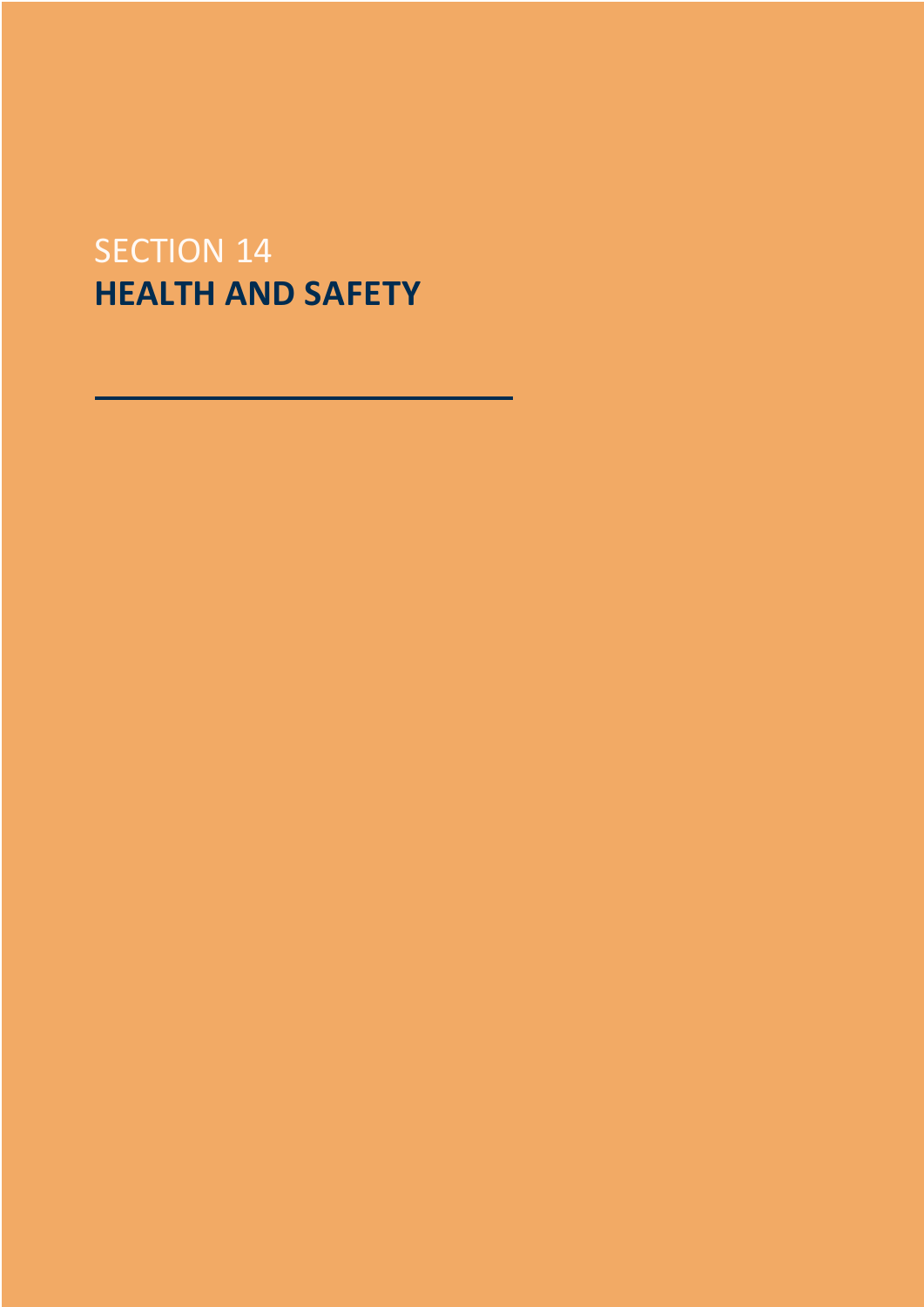# SECTION 14
# **HEALTH AND SAFETY**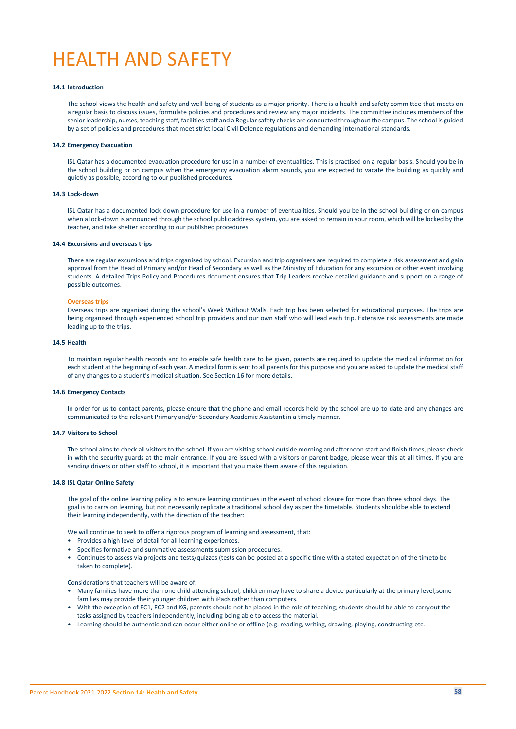# HEALTH AND SAFETY

### 14.1 Introduction

The school views the health and safety and well-being of students as a major priority. There is a health and safety committee that meets on a regular basis to discuss issues, formulate policies and procedures and review any major incidents. The committee includes members of the senior leadership, nurses, teaching staff, facilities staff and a Regular safety checks are conducted throughout the campus. The school is guided by a set of policies and procedures that meet strict local Civil Defence regulations and demanding international standards.

### 14.2 Emergency Evacuation

ISL Qatar has a documented evacuation procedure for use in a number of eventualities. This is practised on a regular basis. Should you be in the school building or on campus when the emergency evacuation alarm sounds, you are expected to vacate the building as quickly and quietly as possible, according to our published procedures.

### 14.3 Lock-down

ISL Qatar has a documented lock-down procedure for use in a number of eventualities. Should you be in the school building or on campus when a lock-down is announced through the school public address system, you are asked to remain in your room, which will be locked by the teacher, and take shelter according to our published procedures.

### 14.4 Excursions and overseas trips

There are regular excursions and trips organised by school. Excursion and trip organisers are required to complete a risk assessment and gain approval from the Head of Primary and/or Head of Secondary as well as the Ministry of Education for any excursion or other event involving students. A detailed Trips Policy and Procedures document ensures that Trip Leaders receive detailed guidance and support on a range of possible outcomes.

**Overseas trips**

Overseas trips are organised during the school's Week Without Walls. Each trip has been selected for educational purposes. The trips are being organised through experienced school trip providers and our own staff who will lead each trip. Extensive risk assessments are made leading up to the trips.

### 14.5 Health

To maintain regular health records and to enable safe health care to be given, parents are required to update the medical information for each student at the beginning of each year. A medical form is sent to all parents for this purpose and you are asked to update the medical staff of any changes to a student's medical situation. See Section 16 for more details.

### 14.6 Emergency Contacts

In order for us to contact parents, please ensure that the phone and email records held by the school are up-to-date and any changes are communicated to the relevant Primary and/or Secondary Academic Assistant in a timely manner.

### 14.7 Visitors to School

The school aims to check all visitors to the school. If you are visiting school outside morning and afternoon start and finish times, please check in with the security guards at the main entrance. If you are issued with a visitors or parent badge, please wear this at all times. If you are sending drivers or other staff to school, it is important that you make them aware of this regulation.

### 14.8 ISL Qatar Online Safety

The goal of the online learning policy is to ensure learning continues in the event of school closure for more than three school days. The goal is to carry on learning, but not necessarily replicate a traditional school day as per the timetable. Students shouldbe able to extend their learning independently, with the direction of the teacher:

We will continue to seek to offer a rigorous program of learning and assessment, that:

- Provides a high level of detail for all learning experiences.
- Specifies formative and summative assessments submission procedures.
- Continues to assess via projects and tests/quizzes (tests can be posted at a specific time with a stated expectation of the timeto be taken to complete).

Considerations that teachers will be aware of:

- Many families have more than one child attending school; children may have to share a device particularly at the primary level;some families may provide their younger children with iPads rather than computers.
- With the exception of EC1, EC2 and KG, parents should not be placed in the role of teaching; students should be able to carryout the tasks assigned by teachers independently, including being able to access the material.
- Learning should be authentic and can occur either online or offline (e.g. reading, writing, drawing, playing, constructing etc.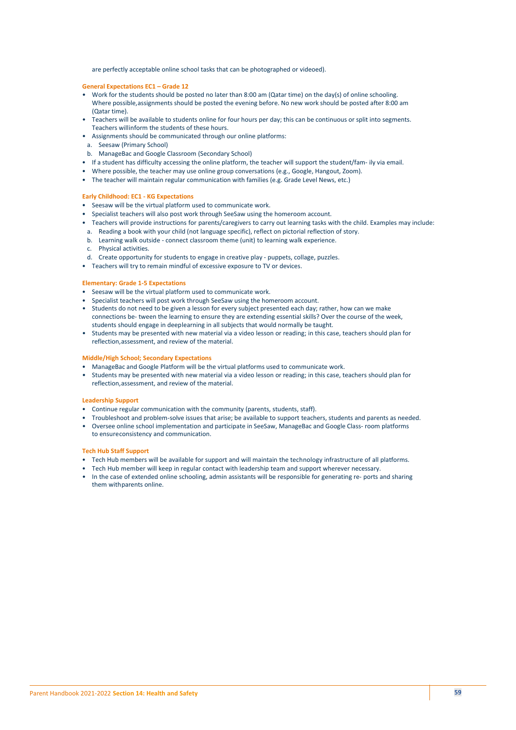are perfectly acceptable online school tasks that can be photographed or videoed).

### General Expectations EC1 – Grade 12

- Work for the students should be posted no later than 8:00 am (Qatar time) on the day(s) of online schooling. Where possible,assignments should be posted the evening before. No new work should be posted after 8:00 am (Qatar time).
- Teachers will be available to students online for four hours per day; this can be continuous or split into segments. Teachers willinform the students of these hours.
- Assignments should be communicated through our online platforms:
  a. Seesaw (Primary School)
  b. ManageBac and Google Classroom (Secondary School)
- If a student has difficulty accessing the online platform, the teacher will support the student/fam- ily via email.
- Where possible, the teacher may use online group conversations (e.g., Google, Hangout, Zoom).
- The teacher will maintain regular communication with families (e.g. Grade Level News, etc.)

### Early Childhood: EC1 - KG Expectations

- Seesaw will be the virtual platform used to communicate work.
- Specialist teachers will also post work through SeeSaw using the homeroom account.
- Teachers will provide instructions for parents/caregivers to carry out learning tasks with the child. Examples may include:
  a. Reading a book with your child (not language specific), reflect on pictorial reflection of story.
  b. Learning walk outside - connect classroom theme (unit) to learning walk experience.
  c. Physical activities.
  d. Create opportunity for students to engage in creative play - puppets, collage, puzzles.
- Teachers will try to remain mindful of excessive exposure to TV or devices.

### Elementary: Grade 1-5 Expectations

- Seesaw will be the virtual platform used to communicate work.
- Specialist teachers will post work through SeeSaw using the homeroom account.
- Students do not need to be given a lesson for every subject presented each day; rather, how can we make connections be- tween the learning to ensure they are extending essential skills? Over the course of the week, students should engage in deeplearning in all subjects that would normally be taught.
- Students may be presented with new material via a video lesson or reading; in this case, teachers should plan for reflection,assessment, and review of the material.

### Middle/High School; Secondary Expectations

- ManageBac and Google Platform will be the virtual platforms used to communicate work.
- Students may be presented with new material via a video lesson or reading; in this case, teachers should plan for reflection,assessment, and review of the material.

### Leadership Support

- Continue regular communication with the community (parents, students, staff).
- Troubleshoot and problem-solve issues that arise; be available to support teachers, students and parents as needed.
- Oversee online school implementation and participate in SeeSaw, ManageBac and Google Class- room platforms to ensureconsistency and communication.

### Tech Hub Staff Support

- Tech Hub members will be available for support and will maintain the technology infrastructure of all platforms.
- Tech Hub member will keep in regular contact with leadership team and support wherever necessary.
- In the case of extended online schooling, admin assistants will be responsible for generating re- ports and sharing them withparents online.